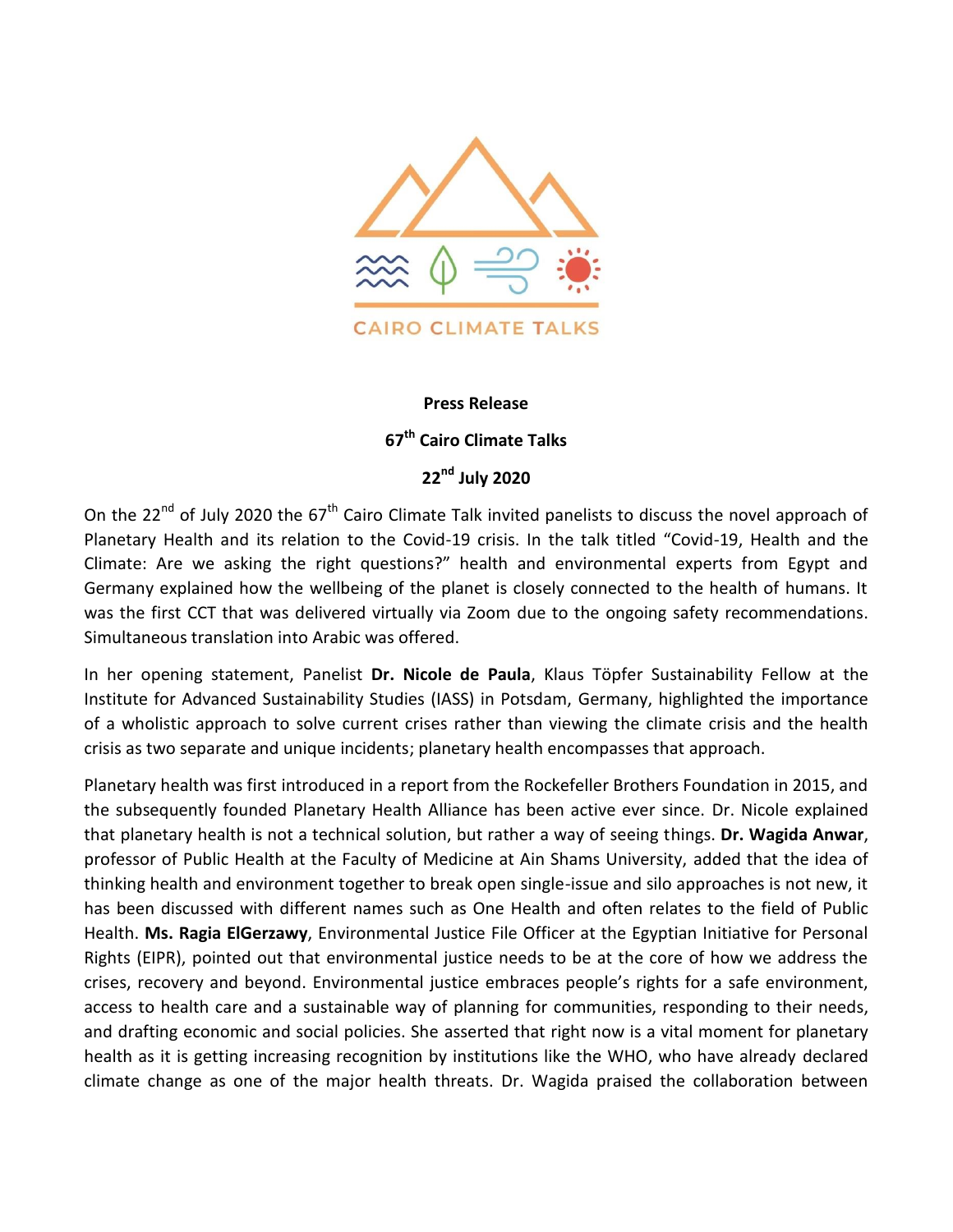CAIRO CLIMATE TALKS

**Press Release**

**67th Cairo Climate Talks**

**22nd July 2020**

On the 22nd of July 2020 the 67th Cairo Climate Talk invited panelists to discuss the novel approach of Planetary Health and its relation to the Covid-19 crisis. In the talk titled "Covid-19, Health and the Climate: Are we asking the right questions?" health and environmental experts from Egypt and Germany explained how the wellbeing of the planet is closely connected to the health of humans. It was the first CCT that was delivered virtually via Zoom due to the ongoing safety recommendations. Simultaneous translation into Arabic was offered.

In her opening statement, Panelist **Dr. Nicole de Paula**, Klaus Töpfer Sustainability Fellow at the Institute for Advanced Sustainability Studies (IASS) in Potsdam, Germany, highlighted the importance of a wholistic approach to solve current crises rather than viewing the climate crisis and the health crisis as two separate and unique incidents; planetary health encompasses that approach.

Planetary health was first introduced in a report from the Rockefeller Brothers Foundation in 2015, and the subsequently founded Planetary Health Alliance has been active ever since. Dr. Nicole explained that planetary health is not a technical solution, but rather a way of seeing things. **Dr. Wagida Anwar**, professor of Public Health at the Faculty of Medicine at Ain Shams University, added that the idea of thinking health and environment together to break open single-issue and silo approaches is not new, it has been discussed with different names such as One Health and often relates to the field of Public Health. **Ms. Ragia ElGerzawy**, Environmental Justice File Officer at the Egyptian Initiative for Personal Rights (EIPR), pointed out that environmental justice needs to be at the core of how we address the crises, recovery and beyond. Environmental justice embraces people's rights for a safe environment, access to health care and a sustainable way of planning for communities, responding to their needs, and drafting economic and social policies. She asserted that right now is a vital moment for planetary health as it is getting increasing recognition by institutions like the WHO, who have already declared climate change as one of the major health threats. Dr. Wagida praised the collaboration between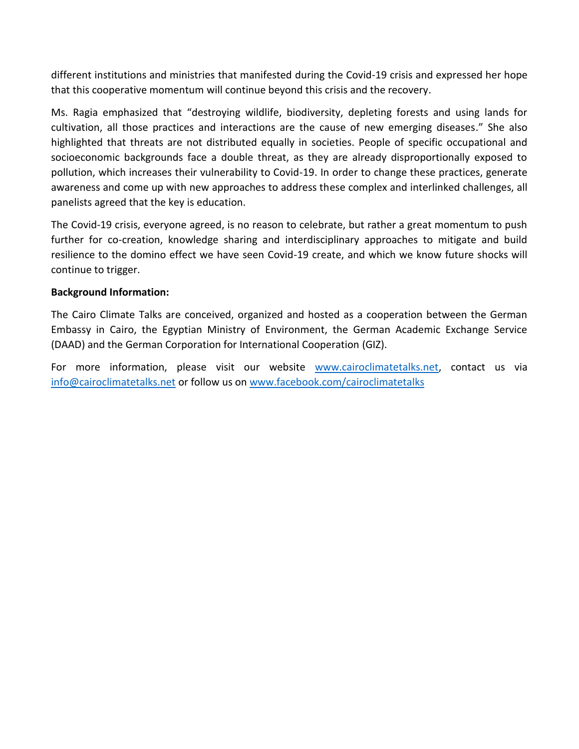different institutions and ministries that manifested during the Covid-19 crisis and expressed her hope that this cooperative momentum will continue beyond this crisis and the recovery.

Ms. Ragia emphasized that "destroying wildlife, biodiversity, depleting forests and using lands for cultivation, all those practices and interactions are the cause of new emerging diseases." She also highlighted that threats are not distributed equally in societies. People of specific occupational and socioeconomic backgrounds face a double threat, as they are already disproportionally exposed to pollution, which increases their vulnerability to Covid-19. In order to change these practices, generate awareness and come up with new approaches to address these complex and interlinked challenges, all panelists agreed that the key is education.

The Covid-19 crisis, everyone agreed, is no reason to celebrate, but rather a great momentum to push further for co-creation, knowledge sharing and interdisciplinary approaches to mitigate and build resilience to the domino effect we have seen Covid-19 create, and which we know future shocks will continue to trigger.

**Background Information:**

The Cairo Climate Talks are conceived, organized and hosted as a cooperation between the German Embassy in Cairo, the Egyptian Ministry of Environment, the German Academic Exchange Service (DAAD) and the German Corporation for International Cooperation (GIZ).

For more information, please visit our website [www.cairoclimatetalks.net](http://www.cairoclimatetalks.net), contact us via [info@cairoclimatetalks.net](mailto:info@cairoclimatetalks.net) or follow us on [www.facebook.com/cairoclimatetalks](http://www.facebook.com/cairoclimatetalks)